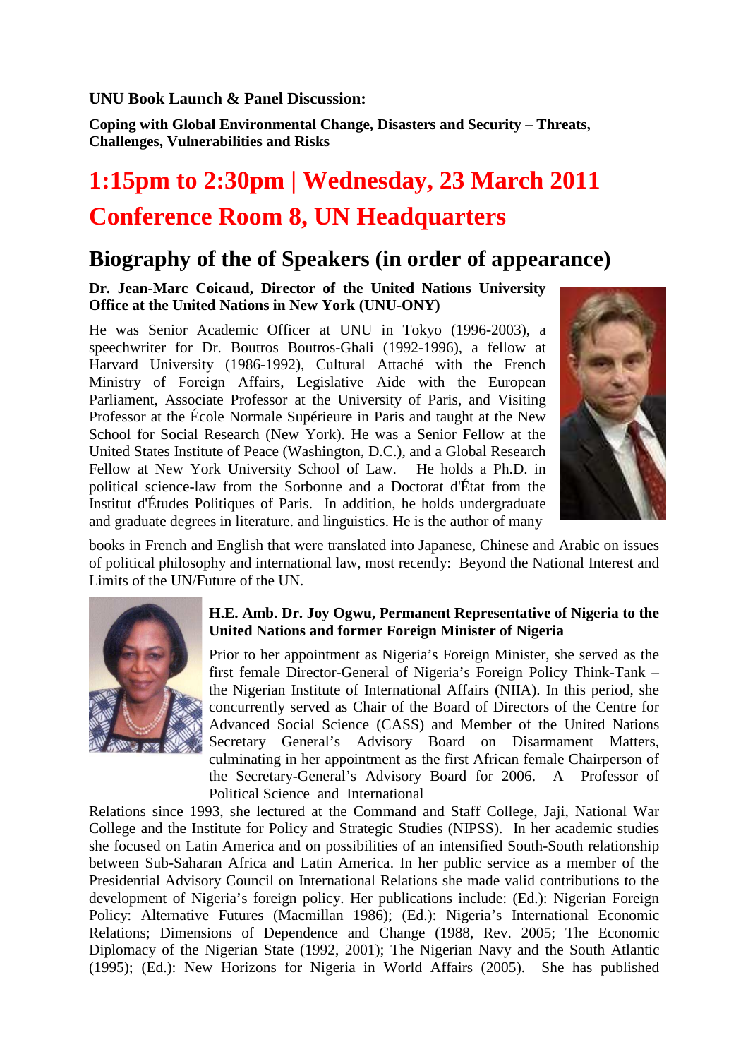**UNU Book Launch & Panel Discussion:**

**Coping with Global Environmental Change, Disasters and Security – Threats, Challenges, Vulnerabilities and Risks**

# 1:15pm to 2:30pm | Wednesday, 23 March 2011

# Conference Room 8, UN Headquarters

## Biography of the of Speakers (in order of appearance)

**Dr. Jean-Marc Coicaud, Director of the United Nations University Office at the United Nations in New York (UNU-ONY)**

He was Senior Academic Officer at UNU in Tokyo (1996-2003), a speechwriter for Dr. Boutros Boutros-Ghali (1992-1996), a fellow at Harvard University (1986-1992), Cultural Attaché with the French Ministry of Foreign Affairs, Legislative Aide with the European Parliament, Associate Professor at the University of Paris, and Visiting Professor at the École Normale Supérieure in Paris and taught at the New School for Social Research (New York). He was a Senior Fellow at the United States Institute of Peace (Washington, D.C.), and a Global Research Fellow at New York University School of Law. He holds a Ph.D. in political science-law from the Sorbonne and a Doctorat d'État from the Institut d'Études Politiques of Paris. In addition, he holds undergraduate and graduate degrees in literature. and linguistics. He is the author of many books in French and English that were translated into Japanese, Chinese and Arabic on issues of political philosophy and international law, most recently: Beyond the National Interest and Limits of the UN/Future of the UN.

**H.E. Amb. Dr. Joy Ogwu, Permanent Representative of Nigeria to the United Nations and former Foreign Minister of Nigeria**

Prior to her appointment as Nigeria's Foreign Minister, she served as the first female Director-General of Nigeria's Foreign Policy Think-Tank – the Nigerian Institute of International Affairs (NIIA). In this period, she concurrently served as Chair of the Board of Directors of the Centre for Advanced Social Science (CASS) and Member of the United Nations Secretary General's Advisory Board on Disarmament Matters, culminating in her appointment as the first African female Chairperson of the Secretary-General's Advisory Board for 2006. A Professor of Political Science and International Relations since 1993, she lectured at the Command and Staff College, Jaji, National War College and the Institute for Policy and Strategic Studies (NIPSS). In her academic studies she focused on Latin America and on possibilities of an intensified South-South relationship between Sub-Saharan Africa and Latin America. In her public service as a member of the Presidential Advisory Council on International Relations she made valid contributions to the development of Nigeria's foreign policy. Her publications include: (Ed.): Nigerian Foreign Policy: Alternative Futures (Macmillan 1986); (Ed.): Nigeria's International Economic Relations; Dimensions of Dependence and Change (1988, Rev. 2005; The Economic Diplomacy of the Nigerian State (1992, 2001); The Nigerian Navy and the South Atlantic (1995); (Ed.): New Horizons for Nigeria in World Affairs (2005). She has published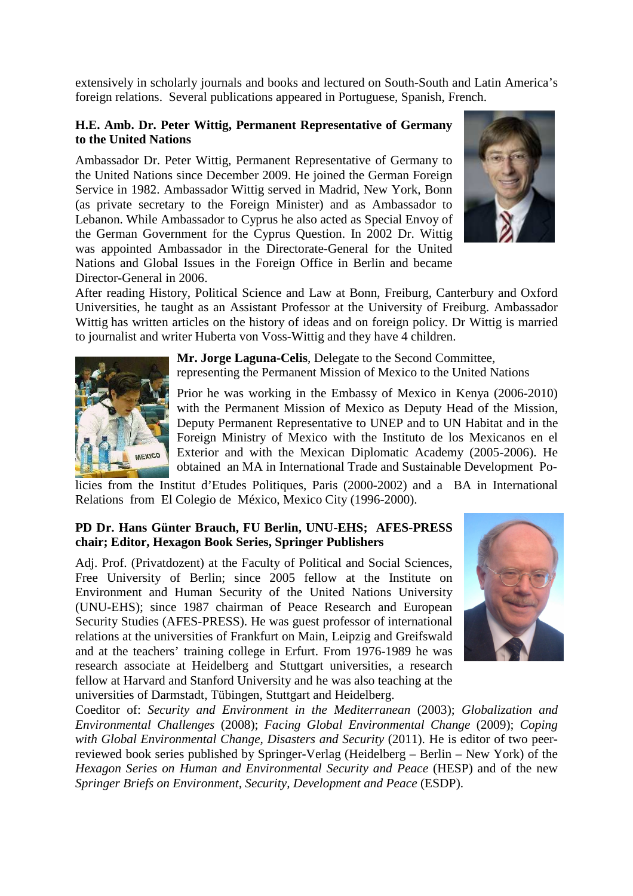extensively in scholarly journals and books and lectured on South-South and Latin America's foreign relations. Several publications appeared in Portuguese, Spanish, French.

**H.E. Amb. Dr. Peter Wittig, Permanent Representative of Germany to the United Nations**

Ambassador Dr. Peter Wittig, Permanent Representative of Germany to the United Nations since December 2009. He joined the German Foreign Service in 1982. Ambassador Wittig served in Madrid, New York, Bonn (as private secretary to the Foreign Minister) and as Ambassador to Lebanon. While Ambassador to Cyprus he also acted as Special Envoy of the German Government for the Cyprus Question. In 2002 Dr. Wittig was appointed Ambassador in the Directorate-General for the United Nations and Global Issues in the Foreign Office in Berlin and became Director-General in 2006.
After reading History, Political Science and Law at Bonn, Freiburg, Canterbury and Oxford Universities, he taught as an Assistant Professor at the University of Freiburg. Ambassador Wittig has written articles on the history of ideas and on foreign policy. Dr Wittig is married to journalist and writer Huberta von Voss-Wittig and they have 4 children.

**Mr. Jorge Laguna-Celis**, Delegate to the Second Committee, representing the Permanent Mission of Mexico to the United Nations

Prior he was working in the Embassy of Mexico in Kenya (2006-2010) with the Permanent Mission of Mexico as Deputy Head of the Mission, Deputy Permanent Representative to UNEP and to UN Habitat and in the Foreign Ministry of Mexico with the Instituto de los Mexicanos en el Exterior and with the Mexican Diplomatic Academy (2005-2006). He obtained an MA in International Trade and Sustainable Development Policies from the Institut d'Etudes Politiques, Paris (2000-2002) and a BA in International Relations from El Colegio de México, Mexico City (1996-2000).

**PD Dr. Hans Günter Brauch, FU Berlin, UNU-EHS; AFES-PRESS chair; Editor, Hexagon Book Series, Springer Publishers**

Adj. Prof. (Privatdozent) at the Faculty of Political and Social Sciences, Free University of Berlin; since 2005 fellow at the Institute on Environment and Human Security of the United Nations University (UNU-EHS); since 1987 chairman of Peace Research and European Security Studies (AFES-PRESS). He was guest professor of international relations at the universities of Frankfurt on Main, Leipzig and Greifswald and at the teachers' training college in Erfurt. From 1976-1989 he was research associate at Heidelberg and Stuttgart universities, a research fellow at Harvard and Stanford University and he was also teaching at the universities of Darmstadt, Tübingen, Stuttgart and Heidelberg.
Coeditor of: *Security and Environment in the Mediterranean* (2003); *Globalization and Environmental Challenges* (2008); *Facing Global Environmental Change* (2009); *Coping with Global Environmental Change, Disasters and Security* (2011). He is editor of two peer-reviewed book series published by Springer-Verlag (Heidelberg – Berlin – New York) of the *Hexagon Series on Human and Environmental Security and Peace* (HESP) and of the new *Springer Briefs on Environment, Security, Development and Peace* (ESDP).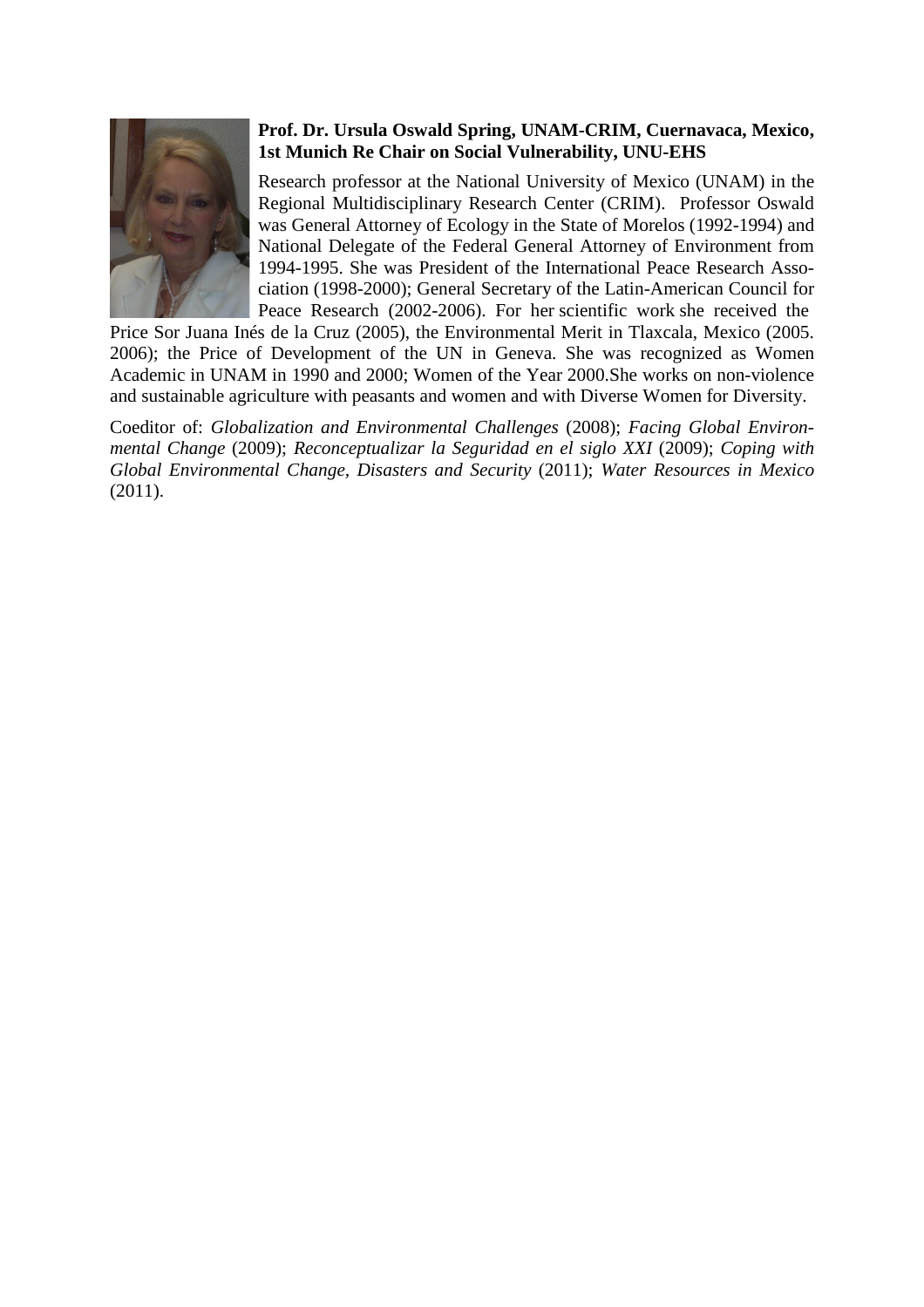**Prof. Dr. Ursula Oswald Spring, UNAM-CRIM, Cuernavaca, Mexico, 1st Munich Re Chair on Social Vulnerability, UNU-EHS**

Research professor at the National University of Mexico (UNAM) in the Regional Multidisciplinary Research Center (CRIM). Professor Oswald was General Attorney of Ecology in the State of Morelos (1992-1994) and National Delegate of the Federal General Attorney of Environment from 1994-1995. She was President of the International Peace Research Association (1998-2000); General Secretary of the Latin-American Council for Peace Research (2002-2006). For her scientific work she received the Price Sor Juana Inés de la Cruz (2005), the Environmental Merit in Tlaxcala, Mexico (2005. 2006); the Price of Development of the UN in Geneva. She was recognized as Women Academic in UNAM in 1990 and 2000; Women of the Year 2000.She works on non-violence and sustainable agriculture with peasants and women and with Diverse Women for Diversity.

Coeditor of: *Globalization and Environmental Challenges* (2008); *Facing Global Environmental Change* (2009); *Reconceptualizar la Seguridad en el siglo XXI* (2009); *Coping with Global Environmental Change, Disasters and Security* (2011); *Water Resources in Mexico* (2011).